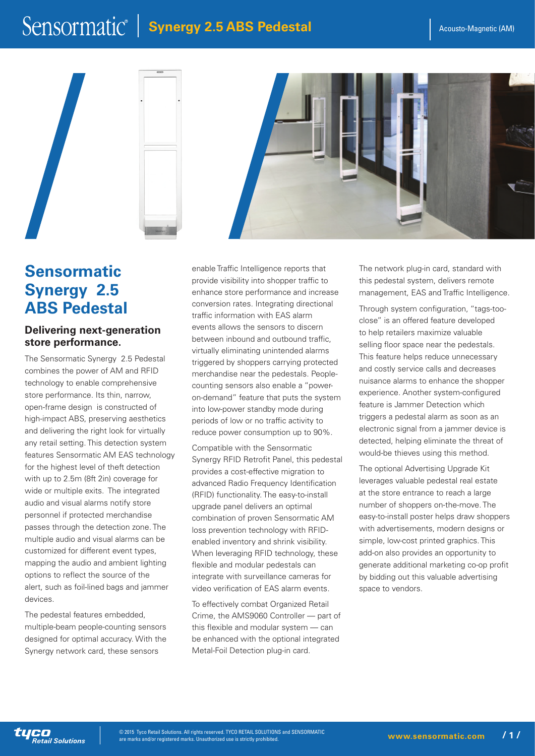# Sensormatic Synergy 2.5 ABS Pedestal

Acousto-Magnetic (AM)

## Sensormatic Synergy 2.5 ABS Pedestal

### Delivering next-generation store performance.

The Sensormatic Synergy 2.5 Pedestal combines the power of AM and RFID technology to enable comprehensive store performance. Its thin, narrow, open-frame design is constructed of high-impact ABS, preserving aesthetics and delivering the right look for virtually any retail setting. This detection system features Sensormatic AM EAS technology for the highest level of theft detection with up to 2.5m (8ft 2in) coverage for wide or multiple exits. The integrated audio and visual alarms notify store personnel if protected merchandise passes through the detection zone. The multiple audio and visual alarms can be customized for different event types, mapping the audio and ambient lighting options to reflect the source of the alert, such as foil-lined bags and jammer devices.

The pedestal features embedded, multiple-beam people-counting sensors designed for optimal accuracy. With the Synergy network card, these sensors enable Traffic Intelligence reports that provide visibility into shopper traffic to enhance store performance and increase conversion rates. Integrating directional traffic information with EAS alarm events allows the sensors to discern between inbound and outbound traffic, virtually eliminating unintended alarms triggered by shoppers carrying protected merchandise near the pedestals. People-counting sensors also enable a "power-on-demand" feature that puts the system into low-power standby mode during periods of low or no traffic activity to reduce power consumption up to 90%.

Compatible with the Sensormatic Synergy RFID Retrofit Panel, this pedestal provides a cost-effective migration to advanced Radio Frequency Identification (RFID) functionality. The easy-to-install upgrade panel delivers an optimal combination of proven Sensormatic AM loss prevention technology with RFID-enabled inventory and shrink visibility. When leveraging RFID technology, these flexible and modular pedestals can integrate with surveillance cameras for video verification of EAS alarm events.

To effectively combat Organized Retail Crime, the AMS9060 Controller — part of this flexible and modular system — can be enhanced with the optional integrated Metal-Foil Detection plug-in card.

The network plug-in card, standard with this pedestal system, delivers remote management, EAS and Traffic Intelligence.

Through system configuration, "tags-too-close" is an offered feature developed to help retailers maximize valuable selling floor space near the pedestals. This feature helps reduce unnecessary and costly service calls and decreases nuisance alarms to enhance the shopper experience. Another system-configured feature is Jammer Detection which triggers a pedestal alarm as soon as an electronic signal from a jammer device is detected, helping eliminate the threat of would-be thieves using this method.

The optional Advertising Upgrade Kit leverages valuable pedestal real estate at the store entrance to reach a large number of shoppers on-the-move. The easy-to-install poster helps draw shoppers with advertisements, modern designs or simple, low-cost printed graphics. This add-on also provides an opportunity to generate additional marketing co-op profit by bidding out this valuable advertising space to vendors.

© 2015 Tyco Retail Solutions. All rights reserved. TYCO RETAIL SOLUTIONS and SENSORMATIC are marks and/or registered marks. Unauthorized use is strictly prohibited.

www.sensormatic.com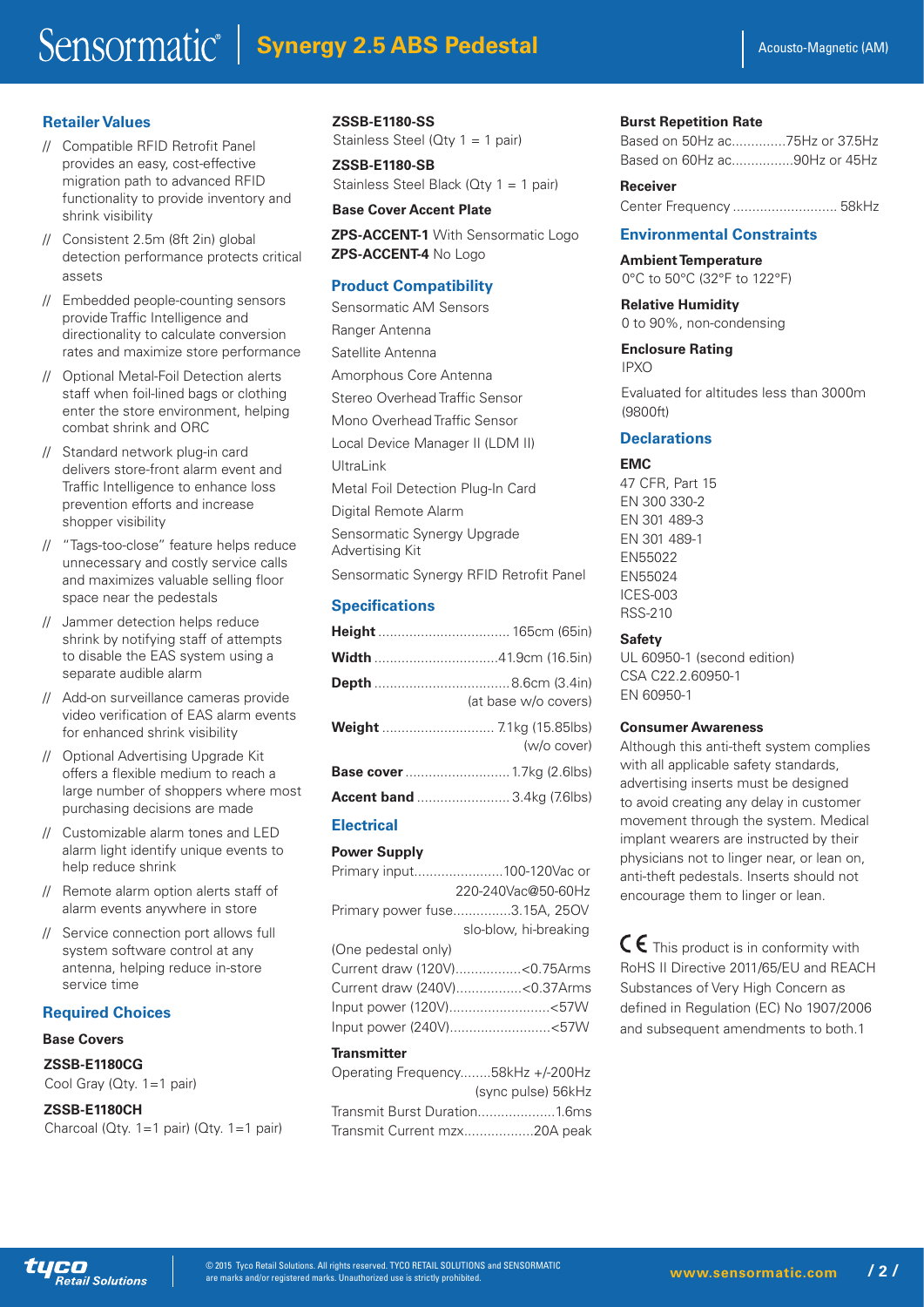## Retailer Values

- // Compatible RFID Retrofit Panel provides an easy, cost-effective migration path to advanced RFID functionality to provide inventory and shrink visibility
- // Consistent 2.5m (8ft 2in) global detection performance protects critical assets
- // Embedded people-counting sensors provide Traffic Intelligence and directionality to calculate conversion rates and maximize store performance
- // Optional Metal-Foil Detection alerts staff when foil-lined bags or clothing enter the store environment, helping combat shrink and ORC
- // Standard network plug-in card delivers store-front alarm event and Traffic Intelligence to enhance loss prevention efforts and increase shopper visibility
- // "Tags-too-close" feature helps reduce unnecessary and costly service calls and maximizes valuable selling floor space near the pedestals
- // Jammer detection helps reduce shrink by notifying staff of attempts to disable the EAS system using a separate audible alarm
- // Add-on surveillance cameras provide video verification of EAS alarm events for enhanced shrink visibility
- // Optional Advertising Upgrade Kit offers a flexible medium to reach a large number of shoppers where most purchasing decisions are made
- // Customizable alarm tones and LED alarm light identify unique events to help reduce shrink
- // Remote alarm option alerts staff of alarm events anywhere in store
- // Service connection port allows full system software control at any antenna, helping reduce in-store service time

## Required Choices

### Base Covers

**ZSSB-E1180CG**
Cool Gray (Qty. 1=1 pair)

**ZSSB-E1180CH**
Charcoal (Qty. 1=1 pair) (Qty. 1=1 pair)

**ZSSB-E1180-SS**
Stainless Steel (Qty 1 = 1 pair)

**ZSSB-E1180-SB**
Stainless Steel Black (Qty 1 = 1 pair)

### Base Cover Accent Plate

**ZPS-ACCENT-1** With Sensormatic Logo
**ZPS-ACCENT-4** No Logo

## Product Compatibility

Sensormatic AM Sensors
Ranger Antenna
Satellite Antenna
Amorphous Core Antenna
Stereo Overhead Traffic Sensor
Mono Overhead Traffic Sensor
Local Device Manager II (LDM II)
UltraLink
Metal Foil Detection Plug-In Card
Digital Remote Alarm
Sensormatic Synergy Upgrade Advertising Kit
Sensormatic Synergy RFID Retrofit Panel

## Specifications

**Height** .................................. 165cm (65in)
**Width** ................................41.9cm (16.5in)
**Depth** ..................................8.6cm (3.4in) (at base w/o covers)
**Weight** ............................. 7.1kg (15.85lbs) (w/o cover)
**Base cover** ........................... 1.7kg (2.6lbs)
**Accent band** ........................ 3.4kg (7.6lbs)

## Electrical

### Power Supply

Primary input.......................100-120Vac or 220-240Vac@50-60Hz
Primary power fuse..............3.15A, 250V slo-blow, hi-breaking
(One pedestal only)
Current draw (120V).................<0.75Arms
Current draw (240V).................<0.37Arms
Input power (120V)..........................<57W
Input power (240V)..........................<57W

### Transmitter

Operating Frequency........58kHz +/-200Hz (sync pulse) 56kHz
Transmit Burst Duration....................1.6ms
Transmit Current mzx..................20A peak

### Burst Repetition Rate

Based on 50Hz ac..............75Hz or 37.5Hz
Based on 60Hz ac................90Hz or 45Hz

### Receiver

Center Frequency ........................... 58kHz

## Environmental Constraints

**Ambient Temperature**
0°C to 50°C (32°F to 122°F)

**Relative Humidity**
0 to 90%, non-condensing

**Enclosure Rating**
IPXO

Evaluated for altitudes less than 3000m (9800ft)

## Declarations

### EMC

47 CFR, Part 15
EN 300 330-2
EN 301 489-3
EN 301 489-1
EN55022
EN55024
ICES-003
RSS-210

### Safety

UL 60950-1 (second edition)
CSA C22.2.60950-1
EN 60950-1

### Consumer Awareness

Although this anti-theft system complies with all applicable safety standards, advertising inserts must be designed to avoid creating any delay in customer movement through the system. Medical implant wearers are instructed by their physicians not to linger near, or lean on, anti-theft pedestals. Inserts should not encourage them to linger or lean.

CE This product is in conformity with RoHS II Directive 2011/65/EU and REACH Substances of Very High Concern as defined in Regulation (EC) No 1907/2006 and subsequent amendments to both.1

© 2015 Tyco Retail Solutions. All rights reserved. TYCO RETAIL SOLUTIONS and SENSORMATIC are marks and/or registered marks. Unauthorized use is strictly prohibited.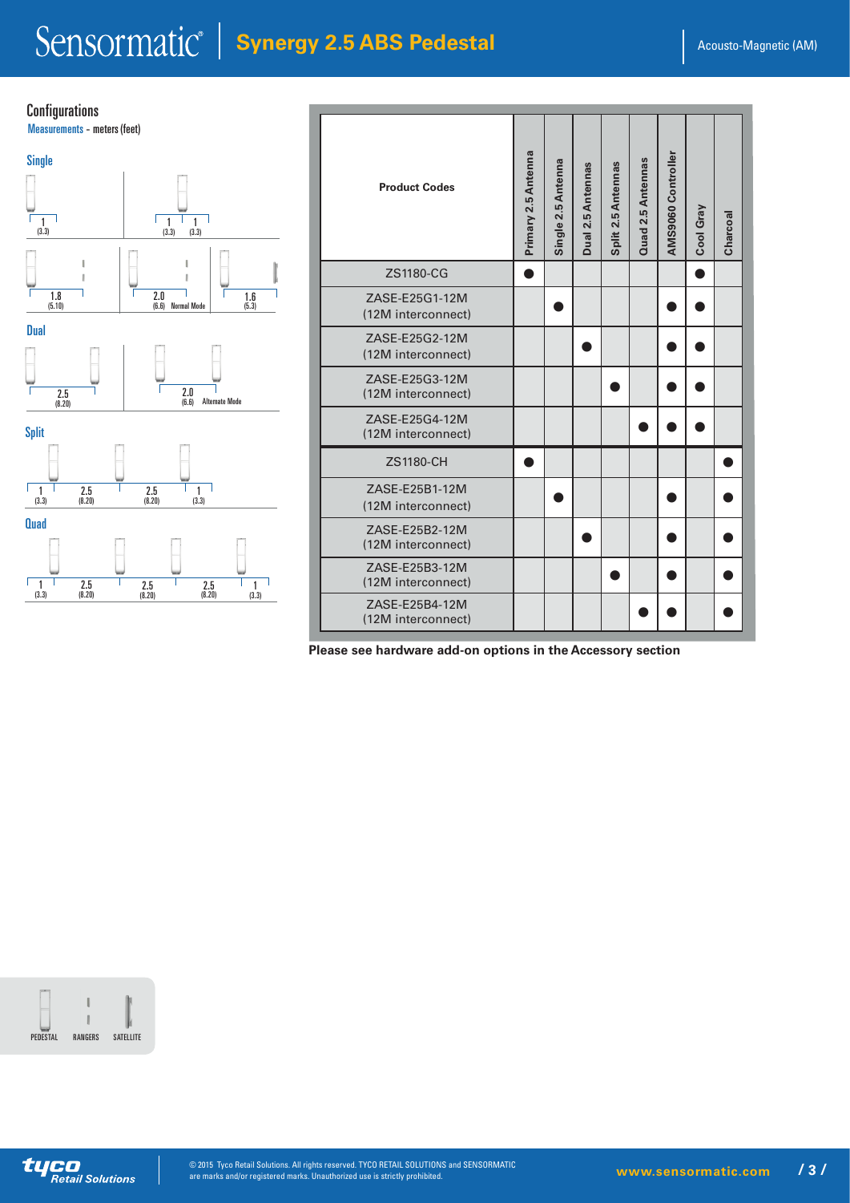## Configurations

Measurements - meters (feet)

### Single

1 (3.3)

1 (3.3) 1 (3.3)

1.8 (5.10)

2.0 (6.6) Normal Mode 1.6 (5.3)

### Dual

2.5 (8.20)

2.0 (6.6) Alternate Mode

### Split

1 (3.3) 2.5 (8.20) 2.5 (8.20) 1 (3.3)

### Quad

1 (3.3) 2.5 (8.20) 2.5 (8.20) 2.5 (8.20) 1 (3.3)

PEDESTAL RANGERS SATELLITE

| Product Codes | Primary 2.5 Antenna | Single 2.5 Antenna | Dual 2.5 Antennas | Split 2.5 Antennas | Quad 2.5 Antennas | AMS9060 Controller | Cool Gray | Charcoal |
|---|---|---|---|---|---|---|---|---|
| ZS1180-CG | ● | | | | | | ● | |
| ZASE-E25G1-12M (12M interconnect) | | ● | | | | ● | ● | |
| ZASE-E25G2-12M (12M interconnect) | | | ● | | | ● | ● | |
| ZASE-E25G3-12M (12M interconnect) | | | | ● | | ● | ● | |
| ZASE-E25G4-12M (12M interconnect) | | | | | ● | ● | ● | |
| ZS1180-CH | ● | | | | | | | ● |
| ZASE-E25B1-12M (12M interconnect) | | ● | | | | ● | | ● |
| ZASE-E25B2-12M (12M interconnect) | | | ● | | | ● | | ● |
| ZASE-E25B3-12M (12M interconnect) | | | | ● | | ● | | ● |
| ZASE-E25B4-12M (12M interconnect) | | | | | ● | ● | | ● |

**Please see hardware add-on options in the Accessory section**

© 2015 Tyco Retail Solutions. All rights reserved. TYCO RETAIL SOLUTIONS and SENSORMATIC are marks and/or registered marks. Unauthorized use is strictly prohibited.

www.sensormatic.com